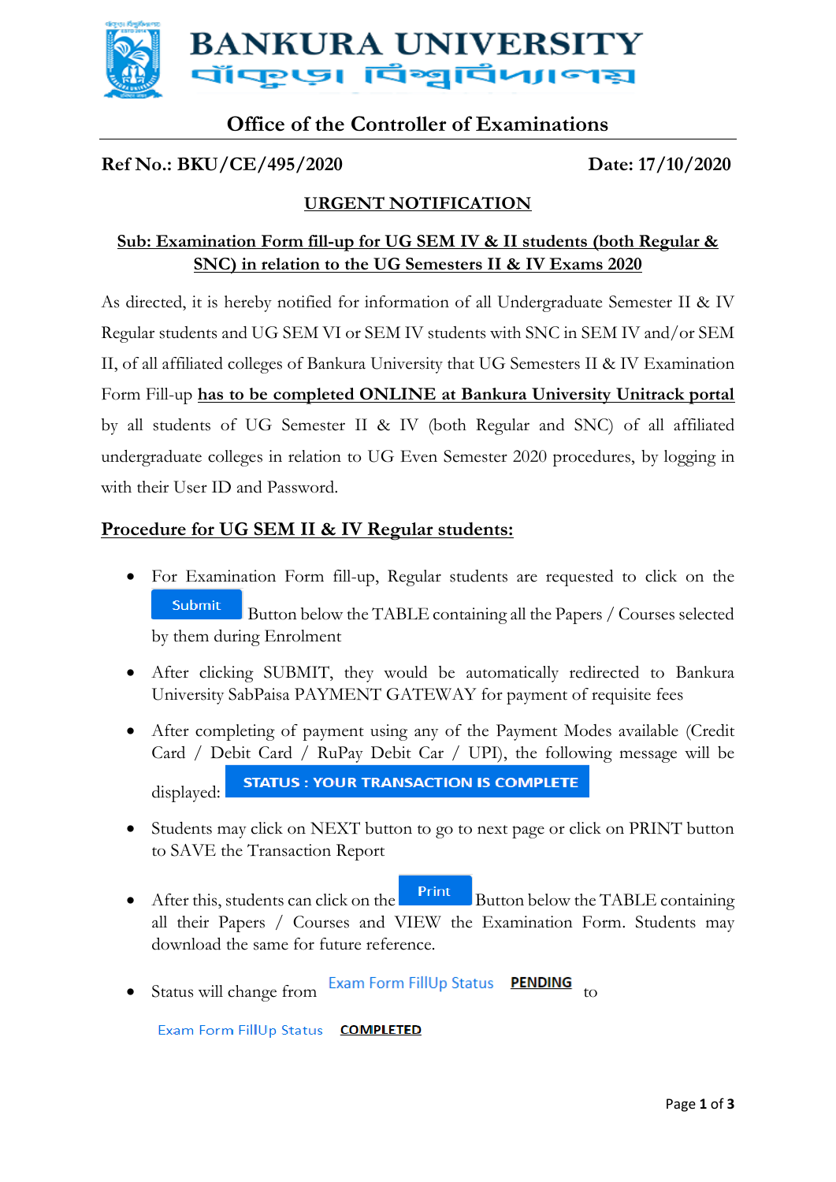# BANKURA UNIVERSITY

বাঁকুড়া বিশ্ববিদ্যালয়

## Office of the Controller of Examinations

**Ref No.: BKU/CE/495/2020** **Date: 17/10/2020**

**URGENT NOTIFICATION**

**Sub: Examination Form fill-up for UG SEM IV & II students (both Regular & SNC) in relation to the UG Semesters II & IV Exams 2020**

As directed, it is hereby notified for information of all Undergraduate Semester II & IV Regular students and UG SEM VI or SEM IV students with SNC in SEM IV and/or SEM II, of all affiliated colleges of Bankura University that UG Semesters II & IV Examination Form Fill-up **has to be completed ONLINE at Bankura University Unitrack portal** by all students of UG Semester II & IV (both Regular and SNC) of all affiliated undergraduate colleges in relation to UG Even Semester 2020 procedures, by logging in with their User ID and Password.

### Procedure for UG SEM II & IV Regular students:

- For Examination Form fill-up, Regular students are requested to click on the **Submit** Button below the TABLE containing all the Papers / Courses selected by them during Enrolment
- After clicking SUBMIT, they would be automatically redirected to Bankura University SabPaisa PAYMENT GATEWAY for payment of requisite fees
- After completing of payment using any of the Payment Modes available (Credit Card / Debit Card / RuPay Debit Car / UPI), the following message will be displayed: **STATUS : YOUR TRANSACTION IS COMPLETE**
- Students may click on NEXT button to go to next page or click on PRINT button to SAVE the Transaction Report
- After this, students can click on the **Print** Button below the TABLE containing all their Papers / Courses and VIEW the Examination Form. Students may download the same for future reference.
- Status will change from Exam Form FillUp Status **PENDING** to Exam Form FillUp Status **COMPLETED**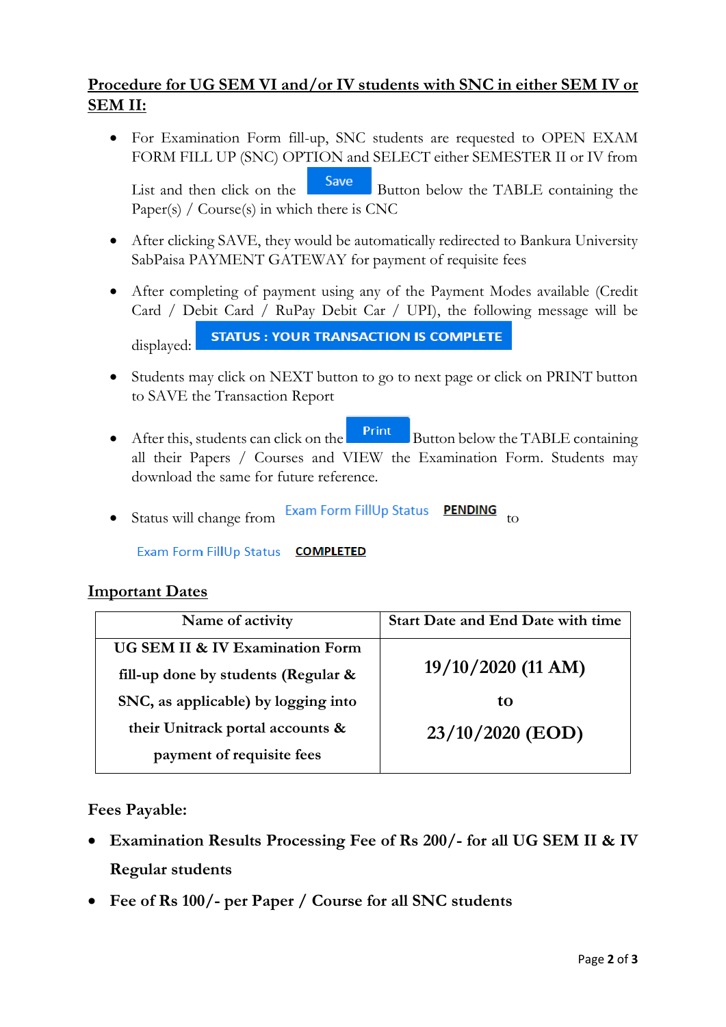## Procedure for UG SEM VI and/or IV students with SNC in either SEM IV or SEM II:

- For Examination Form fill-up, SNC students are requested to OPEN EXAM FORM FILL UP (SNC) OPTION and SELECT either SEMESTER II or IV from List and then click on the **Save** Button below the TABLE containing the Paper(s) / Course(s) in which there is CNC
- After clicking SAVE, they would be automatically redirected to Bankura University SabPaisa PAYMENT GATEWAY for payment of requisite fees
- After completing of payment using any of the Payment Modes available (Credit Card / Debit Card / RuPay Debit Car / UPI), the following message will be displayed: **STATUS : YOUR TRANSACTION IS COMPLETE**
- Students may click on NEXT button to go to next page or click on PRINT button to SAVE the Transaction Report
- After this, students can click on the **Print** Button below the TABLE containing all their Papers / Courses and VIEW the Examination Form. Students may download the same for future reference.
- Status will change from Exam Form FillUp Status **PENDING** to Exam Form FillUp Status **COMPLETED**

## Important Dates

| Name of activity | Start Date and End Date with time |
|---|---|
| **UG SEM II & IV Examination Form fill-up done by students (Regular & SNC, as applicable) by logging into their Unitrack portal accounts & payment of requisite fees** | **19/10/2020 (11 AM) to 23/10/2020 (EOD)** |

**Fees Payable:**

- **Examination Results Processing Fee of Rs 200/- for all UG SEM II & IV Regular students**
- **Fee of Rs 100/- per Paper / Course for all SNC students**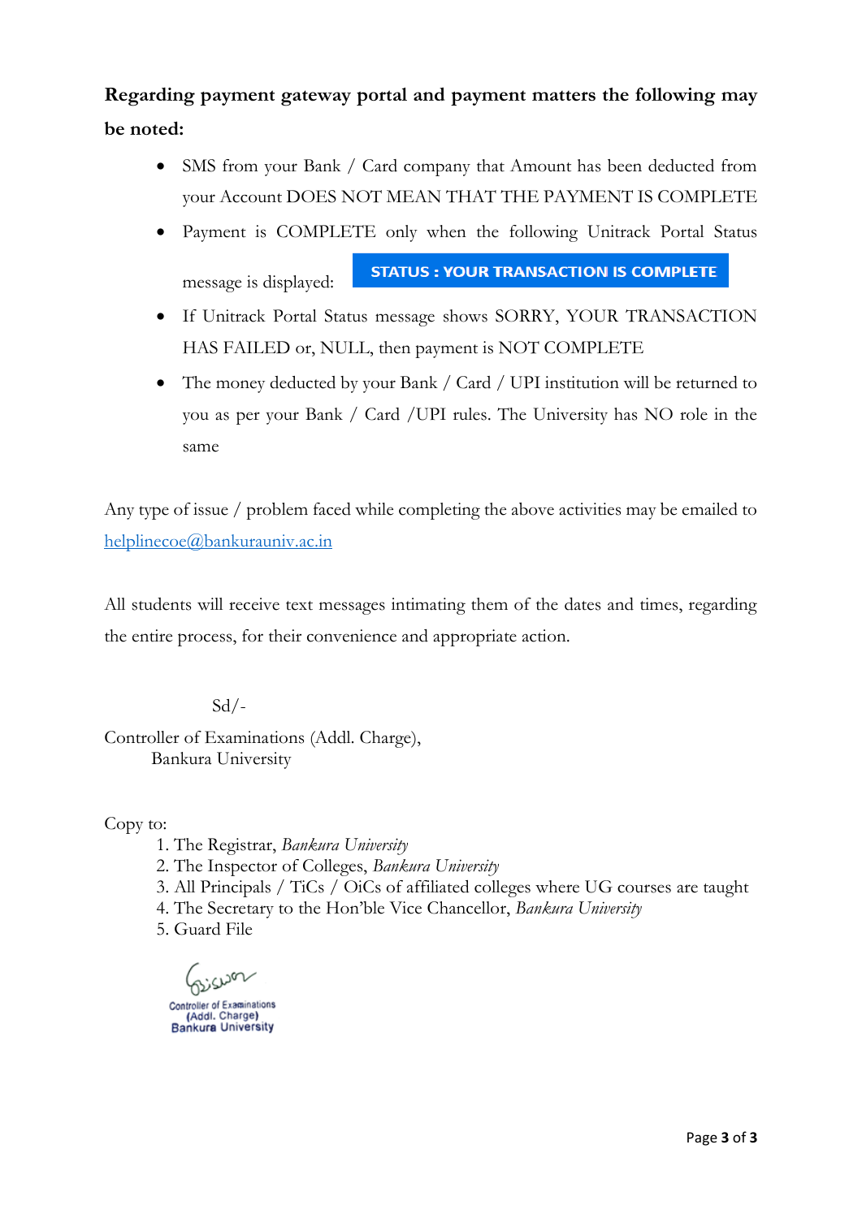**Regarding payment gateway portal and payment matters the following may be noted:**

- SMS from your Bank / Card company that Amount has been deducted from your Account DOES NOT MEAN THAT THE PAYMENT IS COMPLETE
- Payment is COMPLETE only when the following Unitrack Portal Status message is displayed: **STATUS : YOUR TRANSACTION IS COMPLETE**
- If Unitrack Portal Status message shows SORRY, YOUR TRANSACTION HAS FAILED or, NULL, then payment is NOT COMPLETE
- The money deducted by your Bank / Card / UPI institution will be returned to you as per your Bank / Card /UPI rules. The University has NO role in the same

Any type of issue / problem faced while completing the above activities may be emailed to helplinecoe@bankurauniv.ac.in

All students will receive text messages intimating them of the dates and times, regarding the entire process, for their convenience and appropriate action.

Sd/-

Controller of Examinations (Addl. Charge),
Bankura University

Copy to:

1. The Registrar, *Bankura University*
2. The Inspector of Colleges, *Bankura University*
3. All Principals / TiCs / OiCs of affiliated colleges where UG courses are taught
4. The Secretary to the Hon'ble Vice Chancellor, *Bankura University*
5. Guard File

Controller of Examinations
(Addl. Charge)
Bankura University